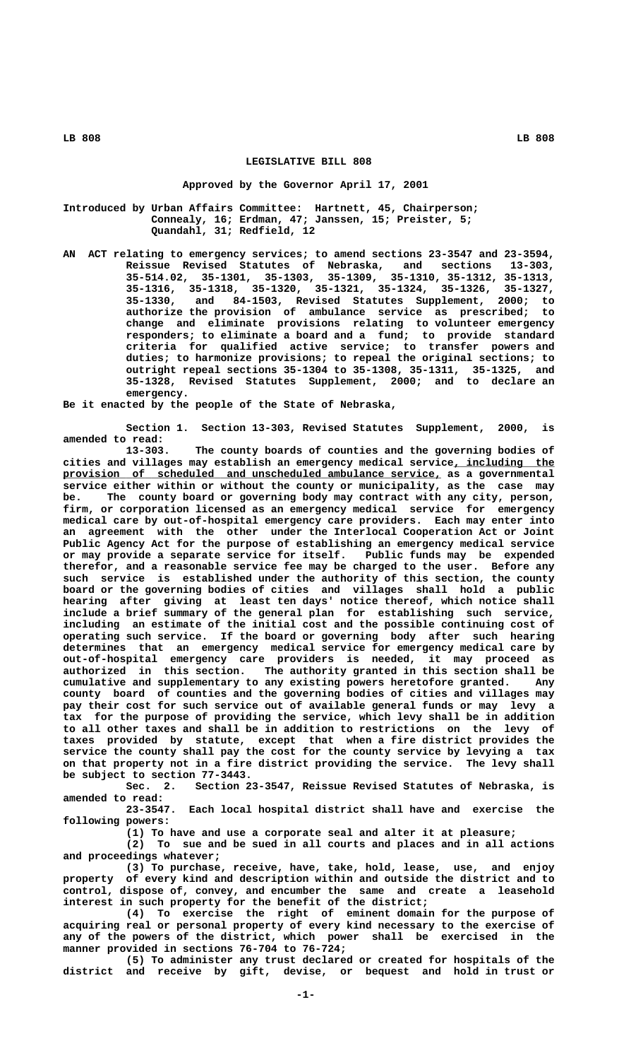# LEGISLATIVE BILL 808

**Approved by the Governor April 17, 2001**

Introduced by Urban Affairs Committee: Hartnett, 45, Chairperson; Connealy, 16; Erdman, 47; Janssen, 15; Preister, 5; Quandahl, 31; Redfield, 12

AN ACT relating to emergency services; to amend sections 23-3547 and 23-3594, Reissue Revised Statutes of Nebraska, and sections 13-303, 35-514.02, 35-1301, 35-1303, 35-1309, 35-1310, 35-1312, 35-1313, 35-1316, 35-1318, 35-1320, 35-1321, 35-1324, 35-1326, 35-1327, 35-1330, and 84-1503, Revised Statutes Supplement, 2000; to authorize the provision of ambulance service as prescribed; to change and eliminate provisions relating to volunteer emergency responders; to eliminate a board and a fund; to provide standard criteria for qualified active service; to transfer powers and duties; to harmonize provisions; to repeal the original sections; to outright repeal sections 35-1304 to 35-1308, 35-1311, 35-1325, and 35-1328, Revised Statutes Supplement, 2000; and to declare an emergency.

Be it enacted by the people of the State of Nebraska,

Section 1. Section 13-303, Revised Statutes Supplement, 2000, is amended to read:

13-303. The county boards of counties and the governing bodies of cities and villages may establish an emergency medical service, including the provision of scheduled and unscheduled ambulance service, as a governmental service either within or without the county or municipality, as the case may be. The county board or governing body may contract with any city, person, firm, or corporation licensed as an emergency medical service for emergency medical care by out-of-hospital emergency care providers. Each may enter into an agreement with the other under the Interlocal Cooperation Act or Joint Public Agency Act for the purpose of establishing an emergency medical service or may provide a separate service for itself. Public funds may be expended therefor, and a reasonable service fee may be charged to the user. Before any such service is established under the authority of this section, the county board or the governing bodies of cities and villages shall hold a public hearing after giving at least ten days' notice thereof, which notice shall include a brief summary of the general plan for establishing such service, including an estimate of the initial cost and the possible continuing cost of operating such service. If the board or governing body after such hearing determines that an emergency medical service for emergency medical care by out-of-hospital emergency care providers is needed, it may proceed as authorized in this section. The authority granted in this section shall be cumulative and supplementary to any existing powers heretofore granted. Any county board of counties and the governing bodies of cities and villages may pay their cost for such service out of available general funds or may levy a tax for the purpose of providing the service, which levy shall be in addition to all other taxes and shall be in addition to restrictions on the levy of taxes provided by statute, except that when a fire district provides the service the county shall pay the cost for the county service by levying a tax on that property not in a fire district providing the service. The levy shall be subject to section 77-3443.

Sec. 2. Section 23-3547, Reissue Revised Statutes of Nebraska, is amended to read:

23-3547. Each local hospital district shall have and exercise the following powers:

(1) To have and use a corporate seal and alter it at pleasure;

(2) To sue and be sued in all courts and places and in all actions and proceedings whatever;

(3) To purchase, receive, have, take, hold, lease, use, and enjoy property of every kind and description within and outside the district and to control, dispose of, convey, and encumber the same and create a leasehold interest in such property for the benefit of the district;

(4) To exercise the right of eminent domain for the purpose of acquiring real or personal property of every kind necessary to the exercise of any of the powers of the district, which power shall be exercised in the manner provided in sections 76-704 to 76-724;

(5) To administer any trust declared or created for hospitals of the district and receive by gift, devise, or bequest and hold in trust or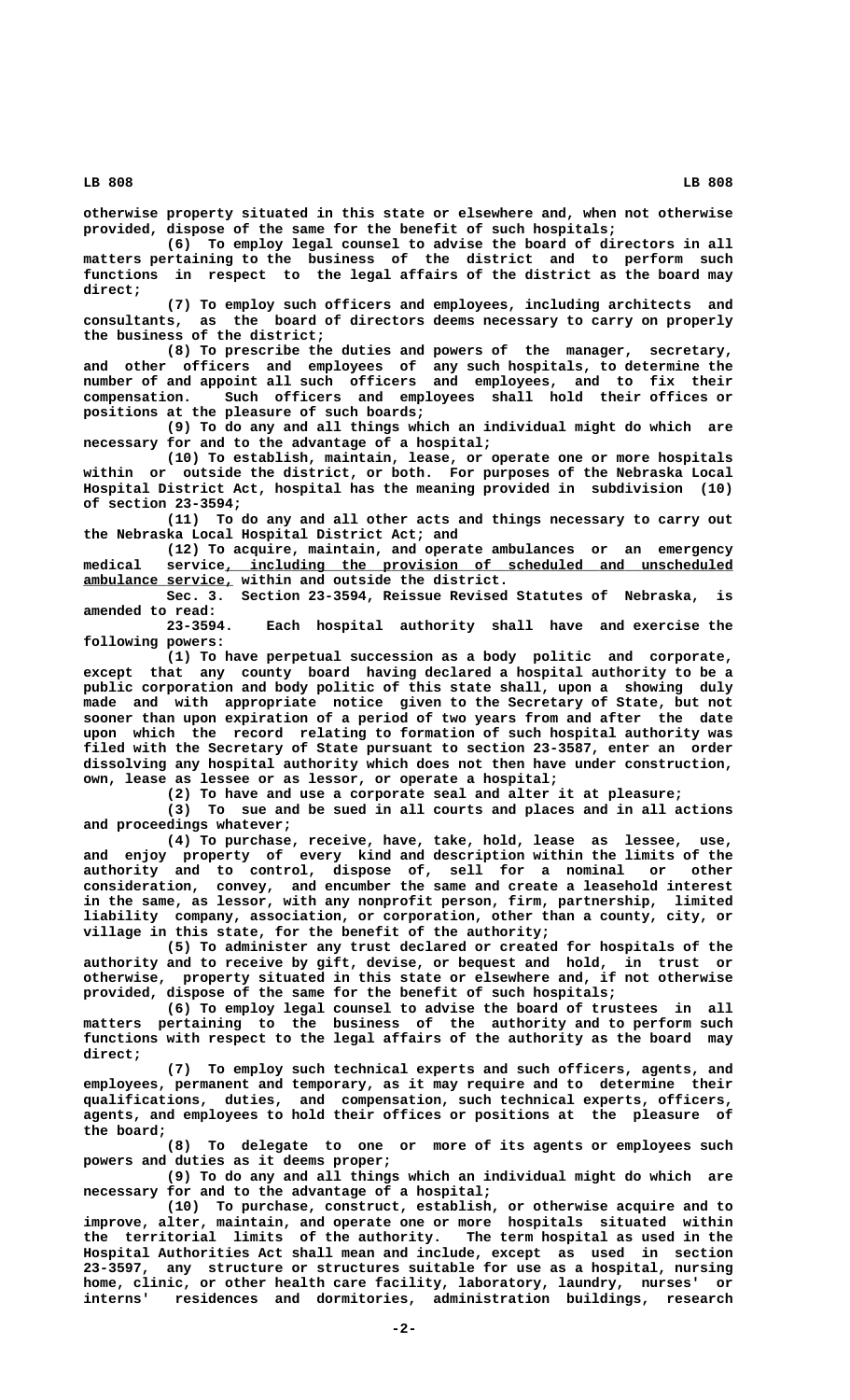otherwise property situated in this state or elsewhere and, when not otherwise provided, dispose of the same for the benefit of such hospitals;

(6) To employ legal counsel to advise the board of directors in all matters pertaining to the business of the district and to perform such functions in respect to the legal affairs of the district as the board may direct;

(7) To employ such officers and employees, including architects and consultants, as the board of directors deems necessary to carry on properly the business of the district;

(8) To prescribe the duties and powers of the manager, secretary, and other officers and employees of any such hospitals, to determine the number of and appoint all such officers and employees, and to fix their compensation. Such officers and employees shall hold their offices or positions at the pleasure of such boards;

(9) To do any and all things which an individual might do which are necessary for and to the advantage of a hospital;

(10) To establish, maintain, lease, or operate one or more hospitals within or outside the district, or both. For purposes of the Nebraska Local Hospital District Act, hospital has the meaning provided in subdivision (10) of section 23-3594;

(11) To do any and all other acts and things necessary to carry out the Nebraska Local Hospital District Act; and

(12) To acquire, maintain, and operate ambulances or an emergency medical service, including the provision of scheduled and unscheduled ambulance service, within and outside the district.

Sec. 3. Section 23-3594, Reissue Revised Statutes of Nebraska, is amended to read:

23-3594. Each hospital authority shall have and exercise the following powers:

(1) To have perpetual succession as a body politic and corporate, except that any county board having declared a hospital authority to be a public corporation and body politic of this state shall, upon a showing duly made and with appropriate notice given to the Secretary of State, but not sooner than upon expiration of a period of two years from and after the date upon which the record relating to formation of such hospital authority was filed with the Secretary of State pursuant to section 23-3587, enter an order dissolving any hospital authority which does not then have under construction, own, lease as lessee or as lessor, or operate a hospital;

(2) To have and use a corporate seal and alter it at pleasure;

(3) To sue and be sued in all courts and places and in all actions and proceedings whatever;

(4) To purchase, receive, have, take, hold, lease as lessee, use, and enjoy property of every kind and description within the limits of the authority and to control, dispose of, sell for a nominal or other consideration, convey, and encumber the same and create a leasehold interest in the same, as lessor, with any nonprofit person, firm, partnership, limited liability company, association, or corporation, other than a county, city, or village in this state, for the benefit of the authority;

(5) To administer any trust declared or created for hospitals of the authority and to receive by gift, devise, or bequest and hold, in trust or otherwise, property situated in this state or elsewhere and, if not otherwise provided, dispose of the same for the benefit of such hospitals;

(6) To employ legal counsel to advise the board of trustees in all matters pertaining to the business of the authority and to perform such functions with respect to the legal affairs of the authority as the board may direct;

(7) To employ such technical experts and such officers, agents, and employees, permanent and temporary, as it may require and to determine their qualifications, duties, and compensation, such technical experts, officers, agents, and employees to hold their offices or positions at the pleasure of the board;

(8) To delegate to one or more of its agents or employees such powers and duties as it deems proper;

(9) To do any and all things which an individual might do which are necessary for and to the advantage of a hospital;

(10) To purchase, construct, establish, or otherwise acquire and to improve, alter, maintain, and operate one or more hospitals situated within the territorial limits of the authority. The term hospital as used in the Hospital Authorities Act shall mean and include, except as used in section 23-3597, any structure or structures suitable for use as a hospital, nursing home, clinic, or other health care facility, laboratory, laundry, nurses' or interns' residences and dormitories, administration buildings, research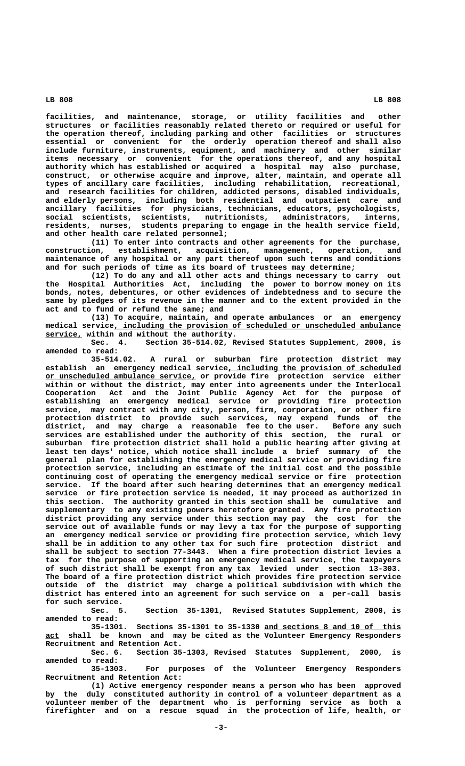facilities, and maintenance, storage, or utility facilities and other structures or facilities reasonably related thereto or required or useful for the operation thereof, including parking and other facilities or structures essential or convenient for the orderly operation thereof and shall also include furniture, instruments, equipment, and machinery and other similar items necessary or convenient for the operations thereof, and any hospital authority which has established or acquired a hospital may also purchase, construct, or otherwise acquire and improve, alter, maintain, and operate all types of ancillary care facilities, including rehabilitation, recreational, and research facilities for children, addicted persons, disabled individuals, and elderly persons, including both residential and outpatient care and ancillary facilities for physicians, technicians, educators, psychologists, social scientists, scientists, nutritionists, administrators, interns, residents, nurses, students preparing to engage in the health service field, and other health care related personnel;

(11) To enter into contracts and other agreements for the purchase, construction, establishment, acquisition, management, operation, and maintenance of any hospital or any part thereof upon such terms and conditions and for such periods of time as its board of trustees may determine;

(12) To do any and all other acts and things necessary to carry out the Hospital Authorities Act, including the power to borrow money on its bonds, notes, debentures, or other evidences of indebtedness and to secure the same by pledges of its revenue in the manner and to the extent provided in the act and to fund or refund the same; and

(13) To acquire, maintain, and operate ambulances or an emergency medical service, including the provision of scheduled or unscheduled ambulance service, within and without the authority.

Sec. 4. Section 35-514.02, Revised Statutes Supplement, 2000, is amended to read:

35-514.02. A rural or suburban fire protection district may establish an emergency medical service, including the provision of scheduled or unscheduled ambulance service, or provide fire protection service either within or without the district, may enter into agreements under the Interlocal Cooperation Act and the Joint Public Agency Act for the purpose of establishing an emergency medical service or providing fire protection service, may contract with any city, person, firm, corporation, or other fire protection district to provide such services, may expend funds of the district, and may charge a reasonable fee to the user. Before any such services are established under the authority of this section, the rural or suburban fire protection district shall hold a public hearing after giving at least ten days' notice, which notice shall include a brief summary of the general plan for establishing the emergency medical service or providing fire protection service, including an estimate of the initial cost and the possible continuing cost of operating the emergency medical service or fire protection service. If the board after such hearing determines that an emergency medical service or fire protection service is needed, it may proceed as authorized in this section. The authority granted in this section shall be cumulative and supplementary to any existing powers heretofore granted. Any fire protection district providing any service under this section may pay the cost for the service out of available funds or may levy a tax for the purpose of supporting an emergency medical service or providing fire protection service, which levy shall be in addition to any other tax for such fire protection district and shall be subject to section 77-3443. When a fire protection district levies a tax for the purpose of supporting an emergency medical service, the taxpayers of such district shall be exempt from any tax levied under section 13-303. The board of a fire protection district which provides fire protection service outside of the district may charge a political subdivision with which the district has entered into an agreement for such service on a per-call basis for such service.

Sec. 5. Section 35-1301, Revised Statutes Supplement, 2000, is amended to read:

35-1301. Sections 35-1301 to 35-1330 and sections 8 and 10 of this act shall be known and may be cited as the Volunteer Emergency Responders Recruitment and Retention Act.

Sec. 6. Section 35-1303, Revised Statutes Supplement, 2000, is amended to read:

35-1303. For purposes of the Volunteer Emergency Responders Recruitment and Retention Act:

(1) Active emergency responder means a person who has been approved by the duly constituted authority in control of a volunteer department as a volunteer member of the department who is performing service as both a firefighter and on a rescue squad in the protection of life, health, or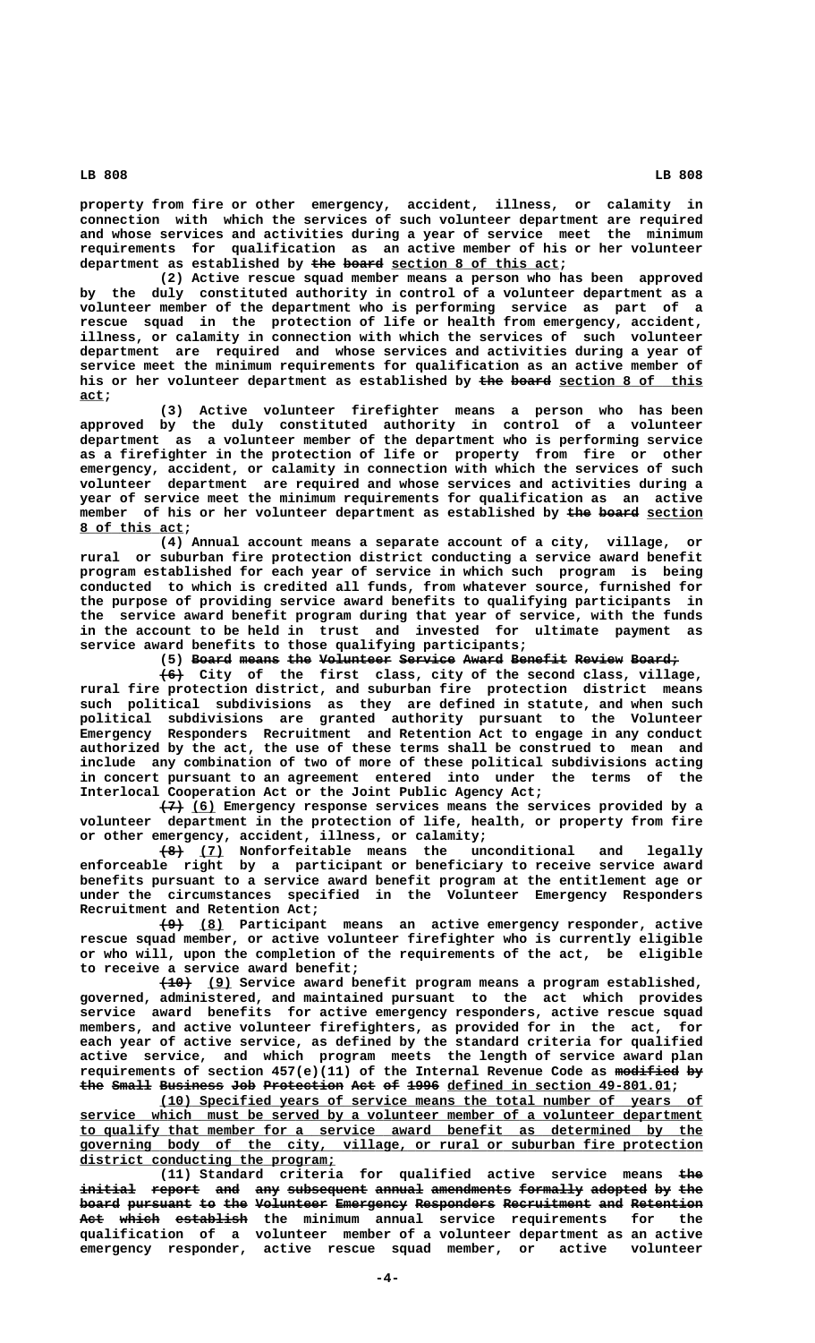property from fire or other emergency, accident, illness, or calamity in connection with which the services of such volunteer department are required and whose services and activities during a year of service meet the minimum requirements for qualification as an active member of his or her volunteer department as established by ~~the board~~ section 8 of this act;

(2) Active rescue squad member means a person who has been approved by the duly constituted authority in control of a volunteer department as a volunteer member of the department who is performing service as part of a rescue squad in the protection of life or health from emergency, accident, illness, or calamity in connection with which the services of such volunteer department are required and whose services and activities during a year of service meet the minimum requirements for qualification as an active member of his or her volunteer department as established by ~~the board~~ section 8 of this act;

(3) Active volunteer firefighter means a person who has been approved by the duly constituted authority in control of a volunteer department as a volunteer member of the department who is performing service as a firefighter in the protection of life or property from fire or other emergency, accident, or calamity in connection with which the services of such volunteer department are required and whose services and activities during a year of service meet the minimum requirements for qualification as an active member of his or her volunteer department as established by ~~the board~~ section 8 of this act;

(4) Annual account means a separate account of a city, village, or rural or suburban fire protection district conducting a service award benefit program established for each year of service in which such program is being conducted to which is credited all funds, from whatever source, furnished for the purpose of providing service award benefits to qualifying participants in the service award benefit program during that year of service, with the funds in the account to be held in trust and invested for ultimate payment as service award benefits to those qualifying participants;

(5) ~~Board means the Volunteer Service Award Benefit Review Board;~~

~~(6)~~ City of the first class, city of the second class, village, rural fire protection district, and suburban fire protection district means such political subdivisions as they are defined in statute, and when such political subdivisions are granted authority pursuant to the Volunteer Emergency Responders Recruitment and Retention Act to engage in any conduct authorized by the act, the use of these terms shall be construed to mean and include any combination of two of more of these political subdivisions acting in concert pursuant to an agreement entered into under the terms of the Interlocal Cooperation Act or the Joint Public Agency Act;

~~(7)~~ (6) Emergency response services means the services provided by a volunteer department in the protection of life, health, or property from fire or other emergency, accident, illness, or calamity;

~~(8)~~ (7) Nonforfeitable means the unconditional and legally enforceable right by a participant or beneficiary to receive service award benefits pursuant to a service award benefit program at the entitlement age or under the circumstances specified in the Volunteer Emergency Responders Recruitment and Retention Act;

~~(9)~~ (8) Participant means an active emergency responder, active rescue squad member, or active volunteer firefighter who is currently eligible or who will, upon the completion of the requirements of the act, be eligible to receive a service award benefit;

~~(10)~~ (9) Service award benefit program means a program established, governed, administered, and maintained pursuant to the act which provides service award benefits for active emergency responders, active rescue squad members, and active volunteer firefighters, as provided for in the act, for each year of active service, as defined by the standard criteria for qualified active service, and which program meets the length of service award plan requirements of section 457(e)(11) of the Internal Revenue Code as ~~modified by the Small Business Job Protection Act of 1996~~ defined in section 49-801.01;

(10) Specified years of service means the total number of years of service which must be served by a volunteer member of a volunteer department to qualify that member for a service award benefit as determined by the governing body of the city, village, or rural or suburban fire protection district conducting the program;

(11) Standard criteria for qualified active service means ~~the initial report and any subsequent annual amendments formally adopted by the board pursuant to the Volunteer Emergency Responders Recruitment and Retention Act which establish~~ the minimum annual service requirements for the qualification of a volunteer member of a volunteer department as an active emergency responder, active rescue squad member, or active volunteer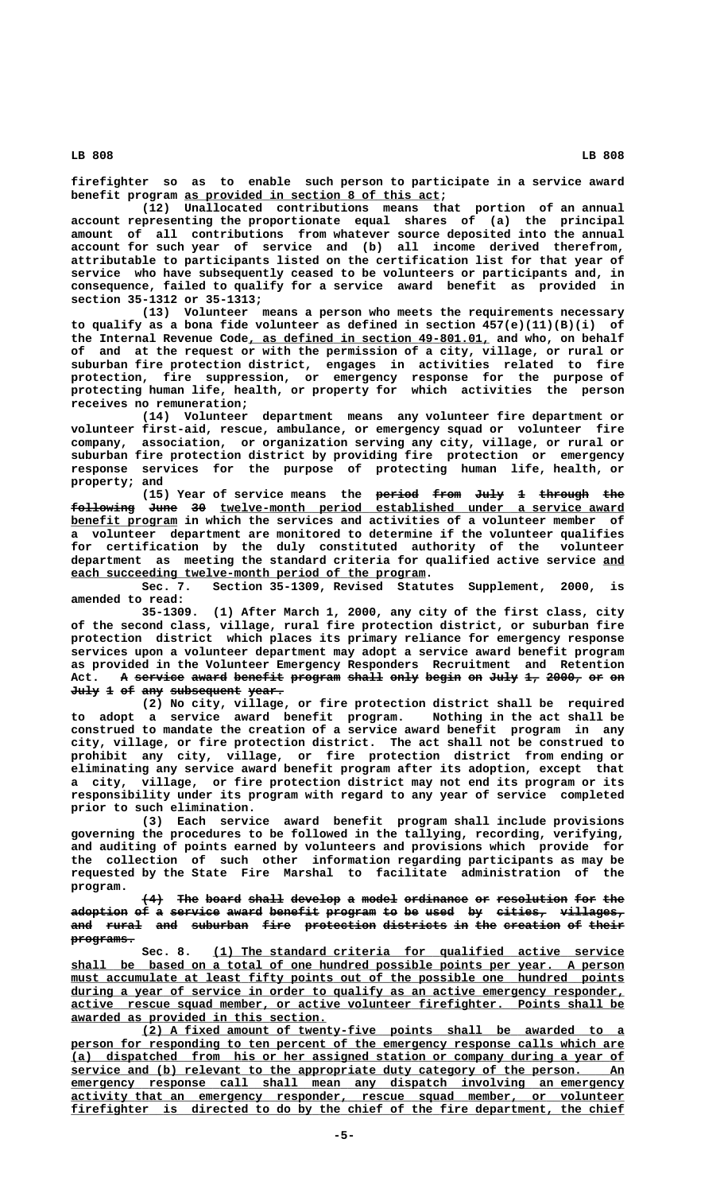firefighter so as to enable such person to participate in a service award benefit program as provided in section 8 of this act;

(12) Unallocated contributions means that portion of an annual account representing the proportionate equal shares of (a) the principal amount of all contributions from whatever source deposited into the annual account for such year of service and (b) all income derived therefrom, attributable to participants listed on the certification list for that year of service who have subsequently ceased to be volunteers or participants and, in consequence, failed to qualify for a service award benefit as provided in section 35-1312 or 35-1313;

(13) Volunteer means a person who meets the requirements necessary to qualify as a bona fide volunteer as defined in section 457(e)(11)(B)(i) of the Internal Revenue Code, as defined in section 49-801.01, and who, on behalf of and at the request or with the permission of a city, village, or rural or suburban fire protection district, engages in activities related to fire protection, fire suppression, or emergency response for the purpose of protecting human life, health, or property for which activities the person receives no remuneration;

(14) Volunteer department means any volunteer fire department or volunteer first-aid, rescue, ambulance, or emergency squad or volunteer fire company, association, or organization serving any city, village, or rural or suburban fire protection district by providing fire protection or emergency response services for the purpose of protecting human life, health, or property; and

(15) Year of service means the ~~period from July 1 through the following June 30~~ twelve-month period established under a service award benefit program in which the services and activities of a volunteer member of a volunteer department are monitored to determine if the volunteer qualifies for certification by the duly constituted authority of the volunteer department as meeting the standard criteria for qualified active service and each succeeding twelve-month period of the program.

Sec. 7. Section 35-1309, Revised Statutes Supplement, 2000, is amended to read:

35-1309. (1) After March 1, 2000, any city of the first class, city of the second class, village, rural fire protection district, or suburban fire protection district which places its primary reliance for emergency response services upon a volunteer department may adopt a service award benefit program as provided in the Volunteer Emergency Responders Recruitment and Retention Act. ~~A service award benefit program shall only begin on July 1, 2000, or on July 1 of any subsequent year.~~

(2) No city, village, or fire protection district shall be required to adopt a service award benefit program. Nothing in the act shall be construed to mandate the creation of a service award benefit program in any city, village, or fire protection district. The act shall not be construed to prohibit any city, village, or fire protection district from ending or eliminating any service award benefit program after its adoption, except that a city, village, or fire protection district may not end its program or its responsibility under its program with regard to any year of service completed prior to such elimination.

(3) Each service award benefit program shall include provisions governing the procedures to be followed in the tallying, recording, verifying, and auditing of points earned by volunteers and provisions which provide for the collection of such other information regarding participants as may be requested by the State Fire Marshal to facilitate administration of the program.

~~(4) The board shall develop a model ordinance or resolution for the adoption of a service award benefit program to be used by cities, villages, and rural and suburban fire protection districts in the creation of their programs.~~

Sec. 8. (1) The standard criteria for qualified active service shall be based on a total of one hundred possible points per year. A person must accumulate at least fifty points out of the possible one hundred points during a year of service in order to qualify as an active emergency responder, active rescue squad member, or active volunteer firefighter. Points shall be awarded as provided in this section.

(2) A fixed amount of twenty-five points shall be awarded to a person for responding to ten percent of the emergency response calls which are (a) dispatched from his or her assigned station or company during a year of service and (b) relevant to the appropriate duty category of the person. An emergency response call shall mean any dispatch involving an emergency activity that an emergency responder, rescue squad member, or volunteer firefighter is directed to do by the chief of the fire department, the chief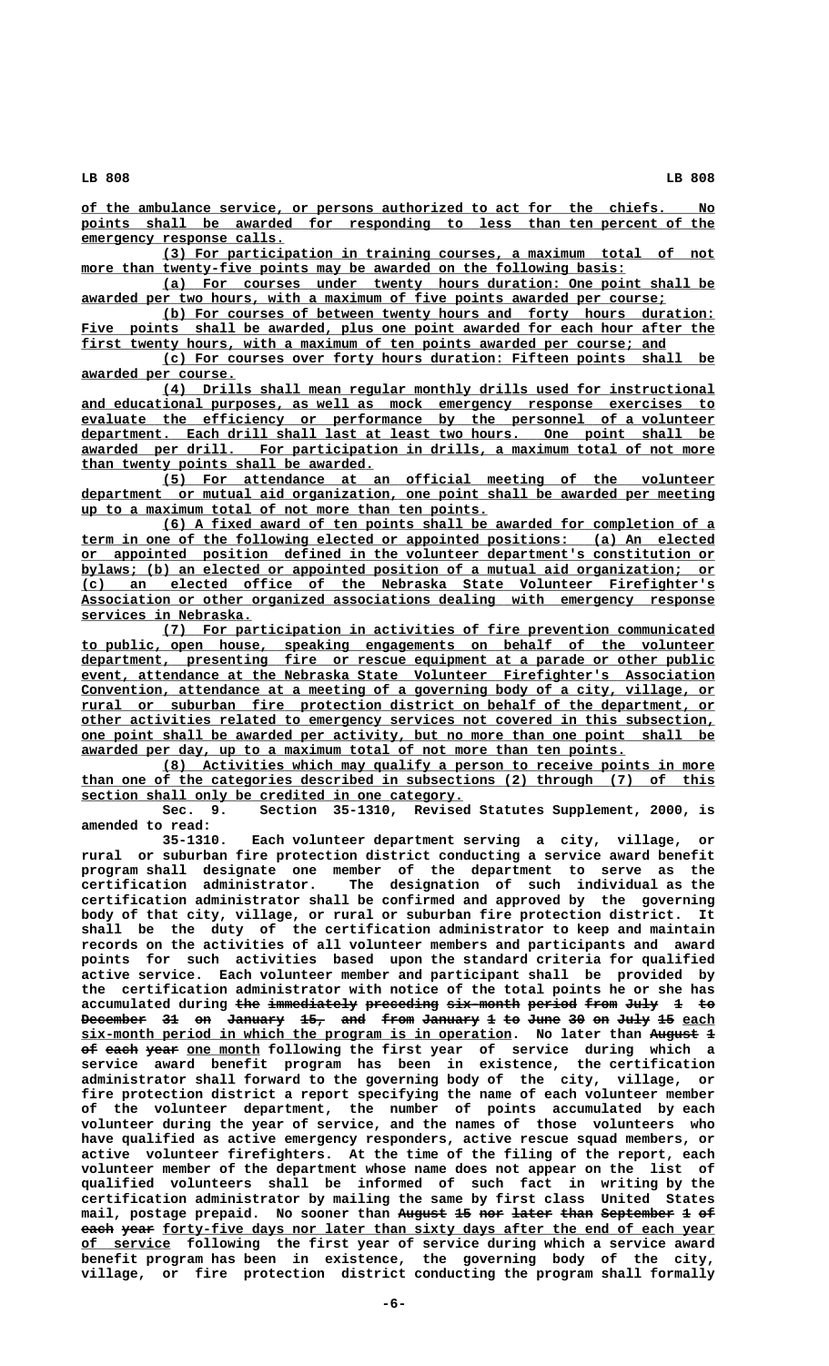of the ambulance service, or persons authorized to act for the chiefs. No points shall be awarded for responding to less than ten percent of the emergency response calls.

(3) For participation in training courses, a maximum total of not more than twenty-five points may be awarded on the following basis:

(a) For courses under twenty hours duration: One point shall be awarded per two hours, with a maximum of five points awarded per course;

(b) For courses of between twenty hours and forty hours duration: Five points shall be awarded, plus one point awarded for each hour after the first twenty hours, with a maximum of ten points awarded per course; and

(c) For courses over forty hours duration: Fifteen points shall be awarded per course.

(4) Drills shall mean regular monthly drills used for instructional and educational purposes, as well as mock emergency response exercises to evaluate the efficiency or performance by the personnel of a volunteer department. Each drill shall last at least two hours. One point shall be awarded per drill. For participation in drills, a maximum total of not more than twenty points shall be awarded.

(5) For attendance at an official meeting of the volunteer department or mutual aid organization, one point shall be awarded per meeting up to a maximum total of not more than ten points.

(6) A fixed award of ten points shall be awarded for completion of a term in one of the following elected or appointed positions: (a) An elected or appointed position defined in the volunteer department's constitution or bylaws; (b) an elected or appointed position of a mutual aid organization; or (c) an elected office of the Nebraska State Volunteer Firefighter's Association or other organized associations dealing with emergency response services in Nebraska.

(7) For participation in activities of fire prevention communicated to public, open house, speaking engagements on behalf of the volunteer department, presenting fire or rescue equipment at a parade or other public event, attendance at the Nebraska State Volunteer Firefighter's Association Convention, attendance at a meeting of a governing body of a city, village, or rural or suburban fire protection district on behalf of the department, or other activities related to emergency services not covered in this subsection, one point shall be awarded per activity, but no more than one point shall be awarded per day, up to a maximum total of not more than ten points.

(8) Activities which may qualify a person to receive points in more than one of the categories described in subsections (2) through (7) of this section shall only be credited in one category.

Sec. 9. Section 35-1310, Revised Statutes Supplement, 2000, is amended to read:

35-1310. Each volunteer department serving a city, village, or rural or suburban fire protection district conducting a service award benefit program shall designate one member of the department to serve as the certification administrator. The designation of such individual as the certification administrator shall be confirmed and approved by the governing body of that city, village, or rural or suburban fire protection district. It shall be the duty of the certification administrator to keep and maintain records on the activities of all volunteer members and participants and award points for such activities based upon the standard criteria for qualified active service. Each volunteer member and participant shall be provided by the certification administrator with notice of the total points he or she has accumulated during ~~the immediately preceding six-month period from July 1 to December 31 on January 15, and from January 1 to June 30 on July 15~~ each six-month period in which the program is in operation. No later than ~~August 1 of each year~~ one month following the first year of service during which a service award benefit program has been in existence, the certification administrator shall forward to the governing body of the city, village, or fire protection district a report specifying the name of each volunteer member of the volunteer department, the number of points accumulated by each volunteer during the year of service, and the names of those volunteers who have qualified as active emergency responders, active rescue squad members, or active volunteer firefighters. At the time of the filing of the report, each volunteer member of the department whose name does not appear on the list of qualified volunteers shall be informed of such fact in writing by the certification administrator by mailing the same by first class United States mail, postage prepaid. No sooner than ~~August 15 nor later than September 1 of each year~~ forty-five days nor later than sixty days after the end of each year of service following the first year of service during which a service award benefit program has been in existence, the governing body of the city, village, or fire protection district conducting the program shall formally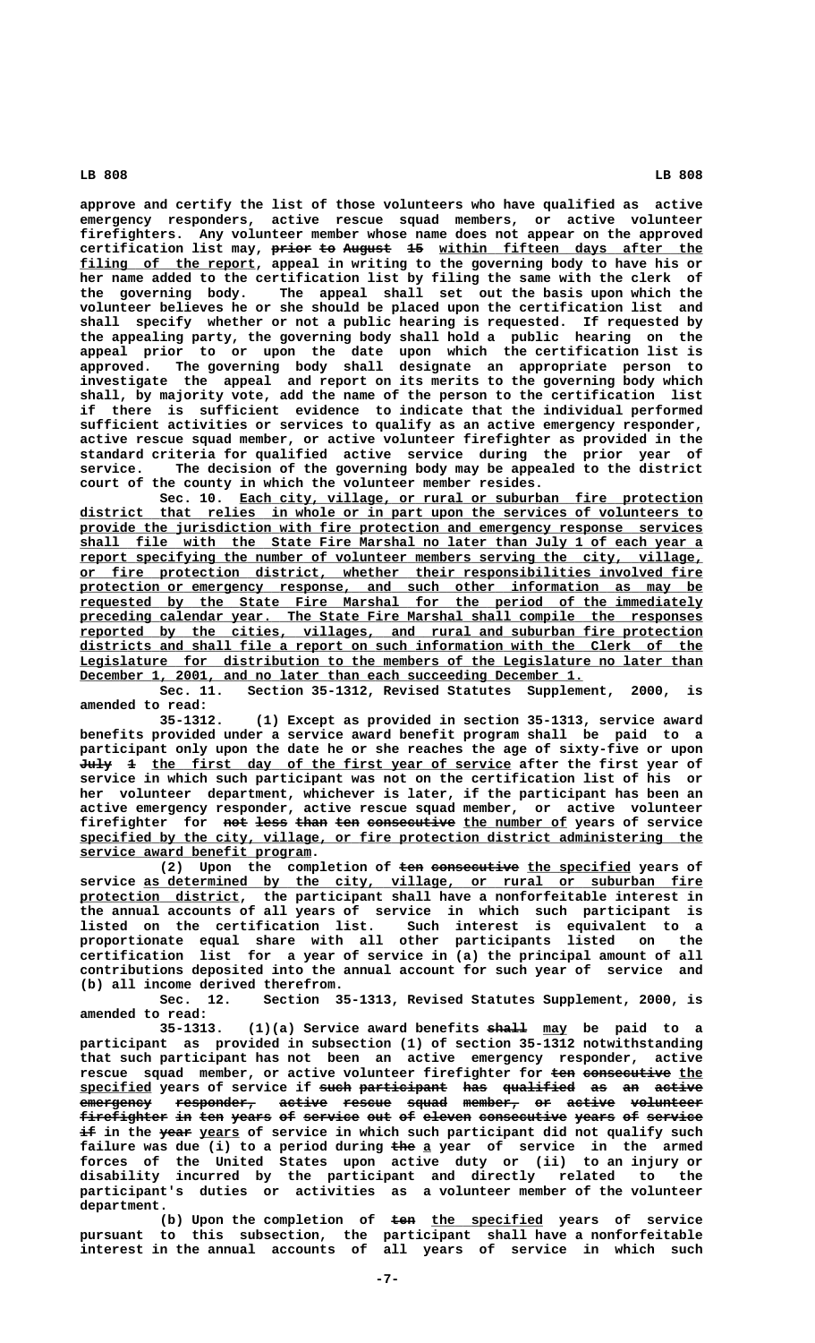approve and certify the list of those volunteers who have qualified as active emergency responders, active rescue squad members, or active volunteer firefighters. Any volunteer member whose name does not appear on the approved certification list may, ~~prior to August 15~~ within fifteen days after the filing of the report, appeal in writing to the governing body to have his or her name added to the certification list by filing the same with the clerk of the governing body. The appeal shall set out the basis upon which the volunteer believes he or she should be placed upon the certification list and shall specify whether or not a public hearing is requested. If requested by the appealing party, the governing body shall hold a public hearing on the appeal prior to or upon the date upon which the certification list is approved. The governing body shall designate an appropriate person to investigate the appeal and report on its merits to the governing body which shall, by majority vote, add the name of the person to the certification list if there is sufficient evidence to indicate that the individual performed sufficient activities or services to qualify as an active emergency responder, active rescue squad member, or active volunteer firefighter as provided in the standard criteria for qualified active service during the prior year of service. The decision of the governing body may be appealed to the district court of the county in which the volunteer member resides.

Sec. 10. Each city, village, or rural or suburban fire protection district that relies in whole or in part upon the services of volunteers to provide the jurisdiction with fire protection and emergency response services shall file with the State Fire Marshal no later than July 1 of each year a report specifying the number of volunteer members serving the city, village, or fire protection district, whether their responsibilities involved fire protection or emergency response, and such other information as may be requested by the State Fire Marshal for the period of the immediately preceding calendar year. The State Fire Marshal shall compile the responses reported by the cities, villages, and rural and suburban fire protection districts and shall file a report on such information with the Clerk of the Legislature for distribution to the members of the Legislature no later than December 1, 2001, and no later than each succeeding December 1.

Sec. 11. Section 35-1312, Revised Statutes Supplement, 2000, is amended to read:

35-1312. (1) Except as provided in section 35-1313, service award benefits provided under a service award benefit program shall be paid to a participant only upon the date he or she reaches the age of sixty-five or upon ~~July 1~~ the first day of the first year of service after the first year of service in which such participant was not on the certification list of his or her volunteer department, whichever is later, if the participant has been an active emergency responder, active rescue squad member, or active volunteer firefighter for ~~not less than ten consecutive~~ the number of years of service specified by the city, village, or fire protection district administering the service award benefit program.

(2) Upon the completion of ~~ten consecutive~~ the specified years of service as determined by the city, village, or rural or suburban fire protection district, the participant shall have a nonforfeitable interest in the annual accounts of all years of service in which such participant is listed on the certification list. Such interest is equivalent to a proportionate equal share with all other participants listed on the certification list for a year of service in (a) the principal amount of all contributions deposited into the annual account for such year of service and (b) all income derived therefrom.

Sec. 12. Section 35-1313, Revised Statutes Supplement, 2000, is amended to read:

35-1313. (1)(a) Service award benefits ~~shall~~ may be paid to a participant as provided in subsection (1) of section 35-1312 notwithstanding that such participant has not been an active emergency responder, active rescue squad member, or active volunteer firefighter for ~~ten consecutive~~ the specified years of service if ~~such participant has qualified as an active emergency responder, active rescue squad member, or active volunteer firefighter in ten years of service out of eleven consecutive years of service if~~ in the ~~year~~ years of service in which such participant did not qualify such failure was due (i) to a period during ~~the~~ a year of service in the armed forces of the United States upon active duty or (ii) to an injury or disability incurred by the participant and directly related to the participant's duties or activities as a volunteer member of the volunteer department.

(b) Upon the completion of ~~ten~~ the specified years of service pursuant to this subsection, the participant shall have a nonforfeitable interest in the annual accounts of all years of service in which such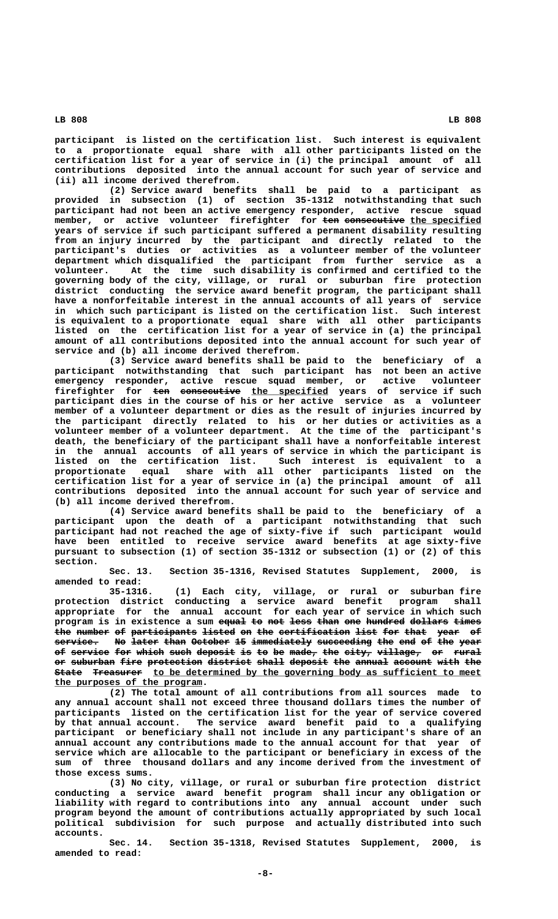participant is listed on the certification list. Such interest is equivalent to a proportionate equal share with all other participants listed on the certification list for a year of service in (i) the principal amount of all contributions deposited into the annual account for such year of service and (ii) all income derived therefrom.

(2) Service award benefits shall be paid to a participant as provided in subsection (1) of section 35-1312 notwithstanding that such participant had not been an active emergency responder, active rescue squad member, or active volunteer firefighter for ~~ten consecutive~~ the specified years of service if such participant suffered a permanent disability resulting from an injury incurred by the participant and directly related to the participant's duties or activities as a volunteer member of the volunteer department which disqualified the participant from further service as a volunteer. At the time such disability is confirmed and certified to the governing body of the city, village, or rural or suburban fire protection district conducting the service award benefit program, the participant shall have a nonforfeitable interest in the annual accounts of all years of service in which such participant is listed on the certification list. Such interest is equivalent to a proportionate equal share with all other participants listed on the certification list for a year of service in (a) the principal amount of all contributions deposited into the annual account for such year of service and (b) all income derived therefrom.

(3) Service award benefits shall be paid to the beneficiary of a participant notwithstanding that such participant has not been an active emergency responder, active rescue squad member, or active volunteer firefighter for ~~ten consecutive~~ the specified years of service if such participant dies in the course of his or her active service as a volunteer member of a volunteer department or dies as the result of injuries incurred by the participant directly related to his or her duties or activities as a volunteer member of a volunteer department. At the time of the participant's death, the beneficiary of the participant shall have a nonforfeitable interest in the annual accounts of all years of service in which the participant is listed on the certification list. Such interest is equivalent to a proportionate equal share with all other participants listed on the certification list for a year of service in (a) the principal amount of all contributions deposited into the annual account for such year of service and (b) all income derived therefrom.

(4) Service award benefits shall be paid to the beneficiary of a participant upon the death of a participant notwithstanding that such participant had not reached the age of sixty-five if such participant would have been entitled to receive service award benefits at age sixty-five pursuant to subsection (1) of section 35-1312 or subsection (1) or (2) of this section.

Sec. 13. Section 35-1316, Revised Statutes Supplement, 2000, is amended to read:

35-1316. (1) Each city, village, or rural or suburban fire protection district conducting a service award benefit program shall appropriate for the annual account for each year of service in which such program is in existence a sum ~~equal to not less than one hundred dollars times the number of participants listed on the certification list for that year of service. No later than October 15 immediately succeeding the end of the year of service for which such deposit is to be made, the city, village, or rural or suburban fire protection district shall deposit the annual account with the State Treasurer~~ to be determined by the governing body as sufficient to meet the purposes of the program.

(2) The total amount of all contributions from all sources made to any annual account shall not exceed three thousand dollars times the number of participants listed on the certification list for the year of service covered by that annual account. The service award benefit paid to a qualifying participant or beneficiary shall not include in any participant's share of an annual account any contributions made to the annual account for that year of service which are allocable to the participant or beneficiary in excess of the sum of three thousand dollars and any income derived from the investment of those excess sums.

(3) No city, village, or rural or suburban fire protection district conducting a service award benefit program shall incur any obligation or liability with regard to contributions into any annual account under such program beyond the amount of contributions actually appropriated by such local political subdivision for such purpose and actually distributed into such accounts.

Sec. 14. Section 35-1318, Revised Statutes Supplement, 2000, is amended to read: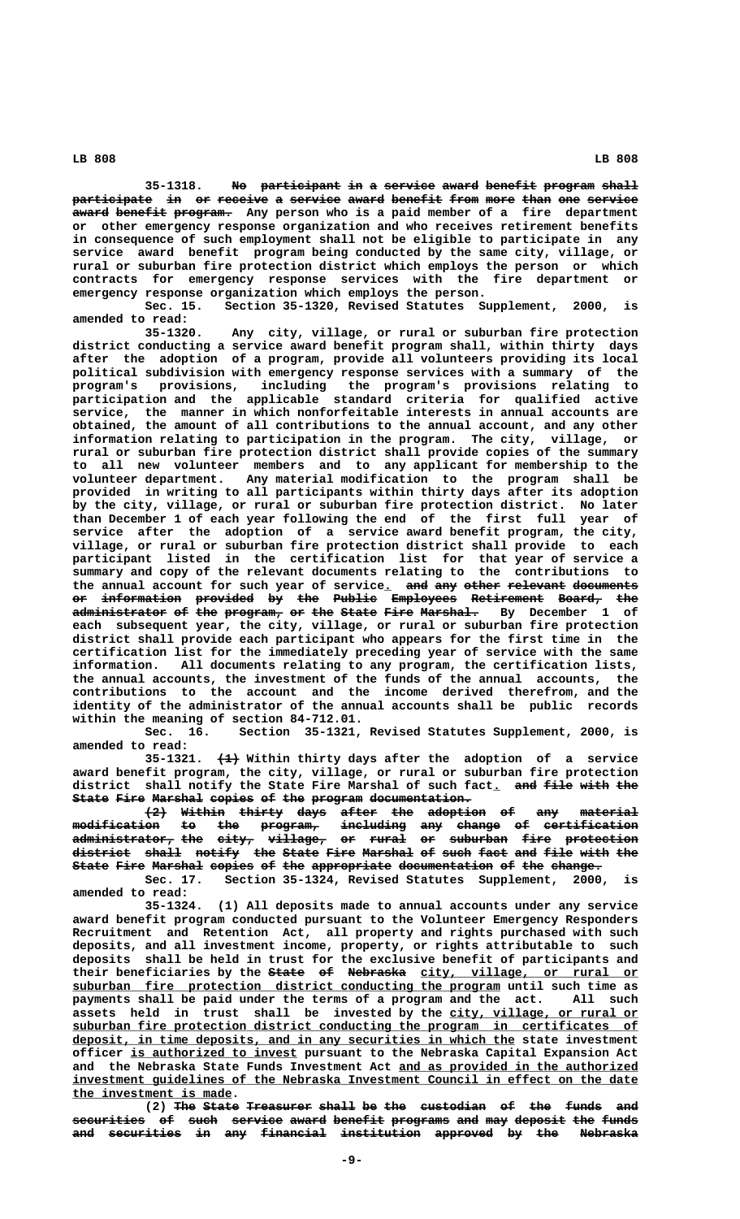35-1318. ~~No participant in a service award benefit program shall participate in or receive a service award benefit from more than one service award benefit program.~~ Any person who is a paid member of a fire department or other emergency response organization and who receives retirement benefits in consequence of such employment shall not be eligible to participate in any service award benefit program being conducted by the same city, village, or rural or suburban fire protection district which employs the person or which contracts for emergency response services with the fire department or emergency response organization which employs the person.

Sec. 15. Section 35-1320, Revised Statutes Supplement, 2000, is amended to read:

35-1320. Any city, village, or rural or suburban fire protection district conducting a service award benefit program shall, within thirty days after the adoption of a program, provide all volunteers providing its local political subdivision with emergency response services with a summary of the program's provisions, including the program's provisions relating to participation and the applicable standard criteria for qualified active service, the manner in which nonforfeitable interests in annual accounts are obtained, the amount of all contributions to the annual account, and any other information relating to participation in the program. The city, village, or rural or suburban fire protection district shall provide copies of the summary to all new volunteer members and to any applicant for membership to the volunteer department. Any material modification to the program shall be provided in writing to all participants within thirty days after its adoption by the city, village, or rural or suburban fire protection district. No later than December 1 of each year following the end of the first full year of service after the adoption of a service award benefit program, the city, village, or rural or suburban fire protection district shall provide to each participant listed in the certification list for that year of service a summary and copy of the relevant documents relating to the contributions to the annual account for such year of service<u>.</u> ~~and any other relevant documents or information provided by the Public Employees Retirement Board, the administrator of the program, or the State Fire Marshal.~~ By December 1 of each subsequent year, the city, village, or rural or suburban fire protection district shall provide each participant who appears for the first time in the certification list for the immediately preceding year of service with the same information. All documents relating to any program, the certification lists, the annual accounts, the investment of the funds of the annual accounts, the contributions to the account and the income derived therefrom, and the identity of the administrator of the annual accounts shall be public records within the meaning of section 84-712.01.

Sec. 16. Section 35-1321, Revised Statutes Supplement, 2000, is amended to read:

35-1321. ~~(1)~~ Within thirty days after the adoption of a service award benefit program, the city, village, or rural or suburban fire protection district shall notify the State Fire Marshal of such fact<u>.</u> ~~and file with the State Fire Marshal copies of the program documentation.~~

~~(2) Within thirty days after the adoption of any material modification to the program, including any change of certification administrator, the city, village, or rural or suburban fire protection district shall notify the State Fire Marshal of such fact and file with the State Fire Marshal copies of the appropriate documentation of the change.~~

Sec. 17. Section 35-1324, Revised Statutes Supplement, 2000, is amended to read:

35-1324. (1) All deposits made to annual accounts under any service award benefit program conducted pursuant to the Volunteer Emergency Responders Recruitment and Retention Act, all property and rights purchased with such deposits, and all investment income, property, or rights attributable to such deposits shall be held in trust for the exclusive benefit of participants and their beneficiaries by the ~~State of Nebraska~~ <u>city, village, or rural or suburban fire protection district conducting the program</u> until such time as payments shall be paid under the terms of a program and the act. All such assets held in trust shall be invested by the <u>city, village, or rural or suburban fire protection district conducting the program in certificates of deposit, in time deposits, and in any securities in which the</u> state investment officer <u>is authorized to invest</u> pursuant to the Nebraska Capital Expansion Act and the Nebraska State Funds Investment Act <u>and as provided in the authorized investment guidelines of the Nebraska Investment Council in effect on the date the investment is made</u>.

(2) ~~The State Treasurer shall be the custodian of the funds and securities of such service award benefit programs and may deposit the funds and securities in any financial institution approved by the Nebraska~~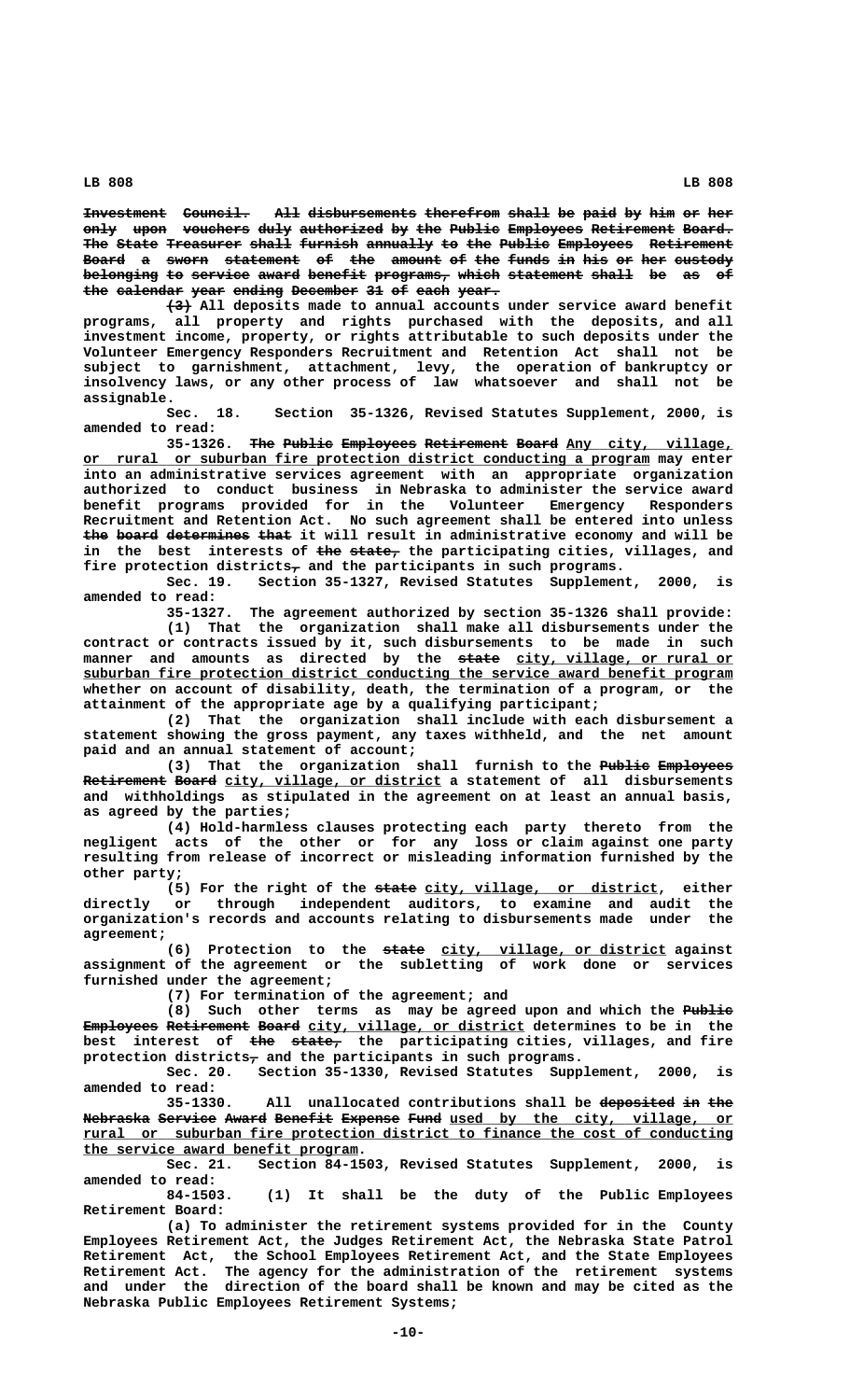~~Investment Council. All disbursements therefrom shall be paid by him or her only upon vouchers duly authorized by the Public Employees Retirement Board. The State Treasurer shall furnish annually to the Public Employees Retirement Board a sworn statement of the amount of the funds in his or her custody belonging to service award benefit programs, which statement shall be as of the calendar year ending December 31 of each year.~~

~~(3)~~ All deposits made to annual accounts under service award benefit programs, all property and rights purchased with the deposits, and all investment income, property, or rights attributable to such deposits under the Volunteer Emergency Responders Recruitment and Retention Act shall not be subject to garnishment, attachment, levy, the operation of bankruptcy or insolvency laws, or any other process of law whatsoever and shall not be assignable.

Sec. 18. Section 35-1326, Revised Statutes Supplement, 2000, is amended to read:

35-1326. ~~The Public Employees Retirement Board~~ Any city, village, or rural or suburban fire protection district conducting a program may enter into an administrative services agreement with an appropriate organization authorized to conduct business in Nebraska to administer the service award benefit programs provided for in the Volunteer Emergency Responders Recruitment and Retention Act. No such agreement shall be entered into unless ~~the board determines that~~ it will result in administrative economy and will be in the best interests of ~~the state,~~ the participating cities, villages, and fire protection districts~~,~~ and the participants in such programs.

Sec. 19. Section 35-1327, Revised Statutes Supplement, 2000, is amended to read:

35-1327. The agreement authorized by section 35-1326 shall provide:

(1) That the organization shall make all disbursements under the contract or contracts issued by it, such disbursements to be made in such manner and amounts as directed by the ~~state~~ city, village, or rural or suburban fire protection district conducting the service award benefit program whether on account of disability, death, the termination of a program, or the attainment of the appropriate age by a qualifying participant;

(2) That the organization shall include with each disbursement a statement showing the gross payment, any taxes withheld, and the net amount paid and an annual statement of account;

(3) That the organization shall furnish to the ~~Public Employees Retirement Board~~ city, village, or district a statement of all disbursements and withholdings as stipulated in the agreement on at least an annual basis, as agreed by the parties;

(4) Hold-harmless clauses protecting each party thereto from the negligent acts of the other or for any loss or claim against one party resulting from release of incorrect or misleading information furnished by the other party;

(5) For the right of the ~~state~~ city, village, or district, either directly or through independent auditors, to examine and audit the organization's records and accounts relating to disbursements made under the agreement;

(6) Protection to the ~~state~~ city, village, or district against assignment of the agreement or the subletting of work done or services furnished under the agreement;

(7) For termination of the agreement; and

(8) Such other terms as may be agreed upon and which the ~~Public Employees Retirement Board~~ city, village, or district determines to be in the best interest of ~~the state,~~ the participating cities, villages, and fire protection districts~~,~~ and the participants in such programs.

Sec. 20. Section 35-1330, Revised Statutes Supplement, 2000, is amended to read:

35-1330. All unallocated contributions shall be ~~deposited in the Nebraska Service Award Benefit Expense Fund~~ used by the city, village, or rural or suburban fire protection district to finance the cost of conducting the service award benefit program.

Sec. 21. Section 84-1503, Revised Statutes Supplement, 2000, is amended to read:

84-1503. (1) It shall be the duty of the Public Employees Retirement Board:

(a) To administer the retirement systems provided for in the County Employees Retirement Act, the Judges Retirement Act, the Nebraska State Patrol Retirement Act, the School Employees Retirement Act, and the State Employees Retirement Act. The agency for the administration of the retirement systems and under the direction of the board shall be known and may be cited as the Nebraska Public Employees Retirement Systems;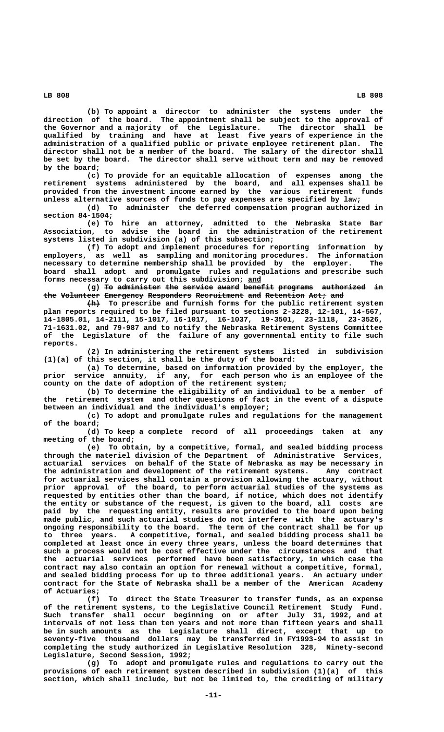(b) To appoint a director to administer the systems under the direction of the board. The appointment shall be subject to the approval of the Governor and a majority of the Legislature. The director shall be qualified by training and have at least five years of experience in the administration of a qualified public or private employee retirement plan. The director shall not be a member of the board. The salary of the director shall be set by the board. The director shall serve without term and may be removed by the board;

(c) To provide for an equitable allocation of expenses among the retirement systems administered by the board, and all expenses shall be provided from the investment income earned by the various retirement funds unless alternative sources of funds to pay expenses are specified by law;

(d) To administer the deferred compensation program authorized in section 84-1504;

(e) To hire an attorney, admitted to the Nebraska State Bar Association, to advise the board in the administration of the retirement systems listed in subdivision (a) of this subsection;

(f) To adopt and implement procedures for reporting information by employers, as well as sampling and monitoring procedures. The information necessary to determine membership shall be provided by the employer. The board shall adopt and promulgate rules and regulations and prescribe such forms necessary to carry out this subdivision; and

(g) ~~To administer the service award benefit programs authorized in the Volunteer Emergency Responders Recruitment and Retention Act; and~~

~~(h)~~ To prescribe and furnish forms for the public retirement system plan reports required to be filed pursuant to sections 2-3228, 12-101, 14-567, 14-1805.01, 14-2111, 15-1017, 16-1017, 16-1037, 19-3501, 23-1118, 23-3526, 71-1631.02, and 79-987 and to notify the Nebraska Retirement Systems Committee of the Legislature of the failure of any governmental entity to file such reports.

(2) In administering the retirement systems listed in subdivision (1)(a) of this section, it shall be the duty of the board:

(a) To determine, based on information provided by the employer, the prior service annuity, if any, for each person who is an employee of the county on the date of adoption of the retirement system;

(b) To determine the eligibility of an individual to be a member of the retirement system and other questions of fact in the event of a dispute between an individual and the individual's employer;

(c) To adopt and promulgate rules and regulations for the management of the board;

(d) To keep a complete record of all proceedings taken at any meeting of the board;

(e) To obtain, by a competitive, formal, and sealed bidding process through the materiel division of the Department of Administrative Services, actuarial services on behalf of the State of Nebraska as may be necessary in the administration and development of the retirement systems. Any contract for actuarial services shall contain a provision allowing the actuary, without prior approval of the board, to perform actuarial studies of the systems as requested by entities other than the board, if notice, which does not identify the entity or substance of the request, is given to the board, all costs are paid by the requesting entity, results are provided to the board upon being made public, and such actuarial studies do not interfere with the actuary's ongoing responsibility to the board. The term of the contract shall be for up to three years. A competitive, formal, and sealed bidding process shall be completed at least once in every three years, unless the board determines that such a process would not be cost effective under the circumstances and that the actuarial services performed have been satisfactory, in which case the contract may also contain an option for renewal without a competitive, formal, and sealed bidding process for up to three additional years. An actuary under contract for the State of Nebraska shall be a member of the American Academy of Actuaries;

(f) To direct the State Treasurer to transfer funds, as an expense of the retirement systems, to the Legislative Council Retirement Study Fund. Such transfer shall occur beginning on or after July 31, 1992, and at intervals of not less than ten years and not more than fifteen years and shall be in such amounts as the Legislature shall direct, except that up to seventy-five thousand dollars may be transferred in FY1993-94 to assist in completing the study authorized in Legislative Resolution 328, Ninety-second Legislature, Second Session, 1992;

(g) To adopt and promulgate rules and regulations to carry out the provisions of each retirement system described in subdivision (1)(a) of this section, which shall include, but not be limited to, the crediting of military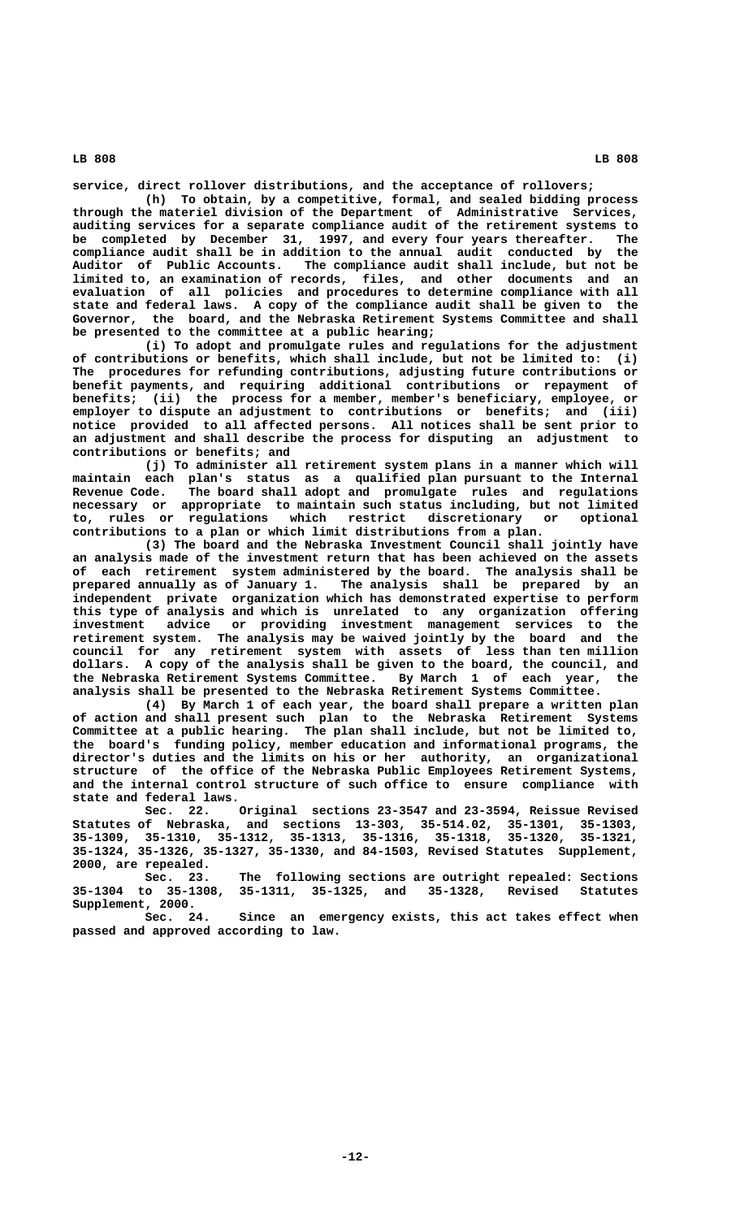service, direct rollover distributions, and the acceptance of rollovers;

(h) To obtain, by a competitive, formal, and sealed bidding process through the materiel division of the Department of Administrative Services, auditing services for a separate compliance audit of the retirement systems to be completed by December 31, 1997, and every four years thereafter. The compliance audit shall be in addition to the annual audit conducted by the Auditor of Public Accounts. The compliance audit shall include, but not be limited to, an examination of records, files, and other documents and an evaluation of all policies and procedures to determine compliance with all state and federal laws. A copy of the compliance audit shall be given to the Governor, the board, and the Nebraska Retirement Systems Committee and shall be presented to the committee at a public hearing;

(i) To adopt and promulgate rules and regulations for the adjustment of contributions or benefits, which shall include, but not be limited to: (i) The procedures for refunding contributions, adjusting future contributions or benefit payments, and requiring additional contributions or repayment of benefits; (ii) the process for a member, member's beneficiary, employee, or employer to dispute an adjustment to contributions or benefits; and (iii) notice provided to all affected persons. All notices shall be sent prior to an adjustment and shall describe the process for disputing an adjustment to contributions or benefits; and

(j) To administer all retirement system plans in a manner which will maintain each plan's status as a qualified plan pursuant to the Internal Revenue Code. The board shall adopt and promulgate rules and regulations necessary or appropriate to maintain such status including, but not limited to, rules or regulations which restrict discretionary or optional contributions to a plan or which limit distributions from a plan.

(3) The board and the Nebraska Investment Council shall jointly have an analysis made of the investment return that has been achieved on the assets of each retirement system administered by the board. The analysis shall be prepared annually as of January 1. The analysis shall be prepared by an independent private organization which has demonstrated expertise to perform this type of analysis and which is unrelated to any organization offering investment advice or providing investment management services to the retirement system. The analysis may be waived jointly by the board and the council for any retirement system with assets of less than ten million dollars. A copy of the analysis shall be given to the board, the council, and the Nebraska Retirement Systems Committee. By March 1 of each year, the analysis shall be presented to the Nebraska Retirement Systems Committee.

(4) By March 1 of each year, the board shall prepare a written plan of action and shall present such plan to the Nebraska Retirement Systems Committee at a public hearing. The plan shall include, but not be limited to, the board's funding policy, member education and informational programs, the director's duties and the limits on his or her authority, an organizational structure of the office of the Nebraska Public Employees Retirement Systems, and the internal control structure of such office to ensure compliance with state and federal laws.

Sec. 22. Original sections 23-3547 and 23-3594, Reissue Revised Statutes of Nebraska, and sections 13-303, 35-514.02, 35-1301, 35-1303, 35-1309, 35-1310, 35-1312, 35-1313, 35-1316, 35-1318, 35-1320, 35-1321, 35-1324, 35-1326, 35-1327, 35-1330, and 84-1503, Revised Statutes Supplement, 2000, are repealed.

Sec. 23. The following sections are outright repealed: Sections 35-1304 to 35-1308, 35-1311, 35-1325, and 35-1328, Revised Statutes Supplement, 2000.

Sec. 24. Since an emergency exists, this act takes effect when passed and approved according to law.